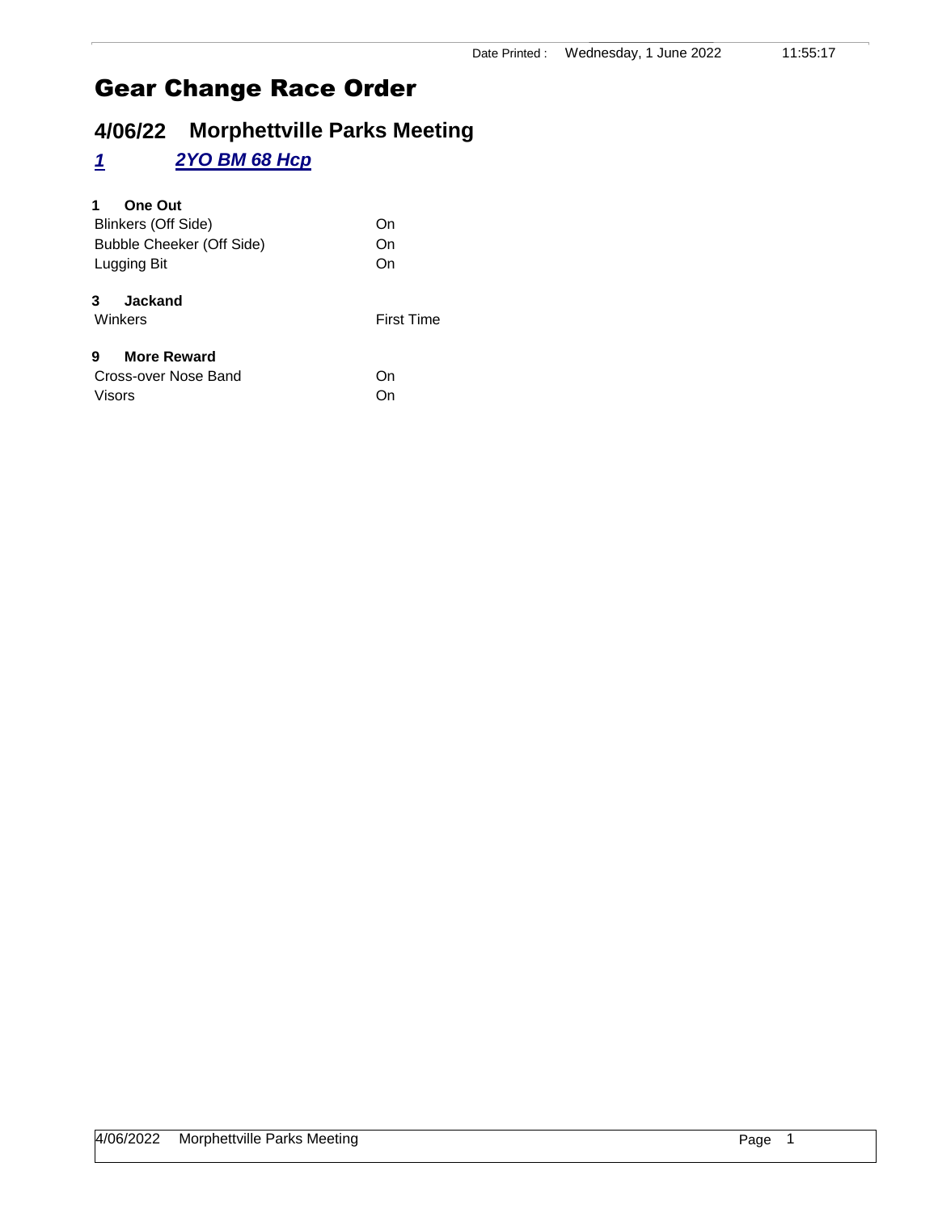# Gear Change Race Order

## 4/06/22 Morphettville Parks Meeting

### *1* *2YO BM 68 Hcp*

**1 One Out**

| | |
|---|---|
| Blinkers (Off Side) | On |
| Bubble Cheeker (Off Side) | On |
| Lugging Bit | On |

**3 Jackand**

| | |
|---|---|
| Winkers | First Time |

**9 More Reward**

| | |
|---|---|
| Cross-over Nose Band | On |
| Visors | On |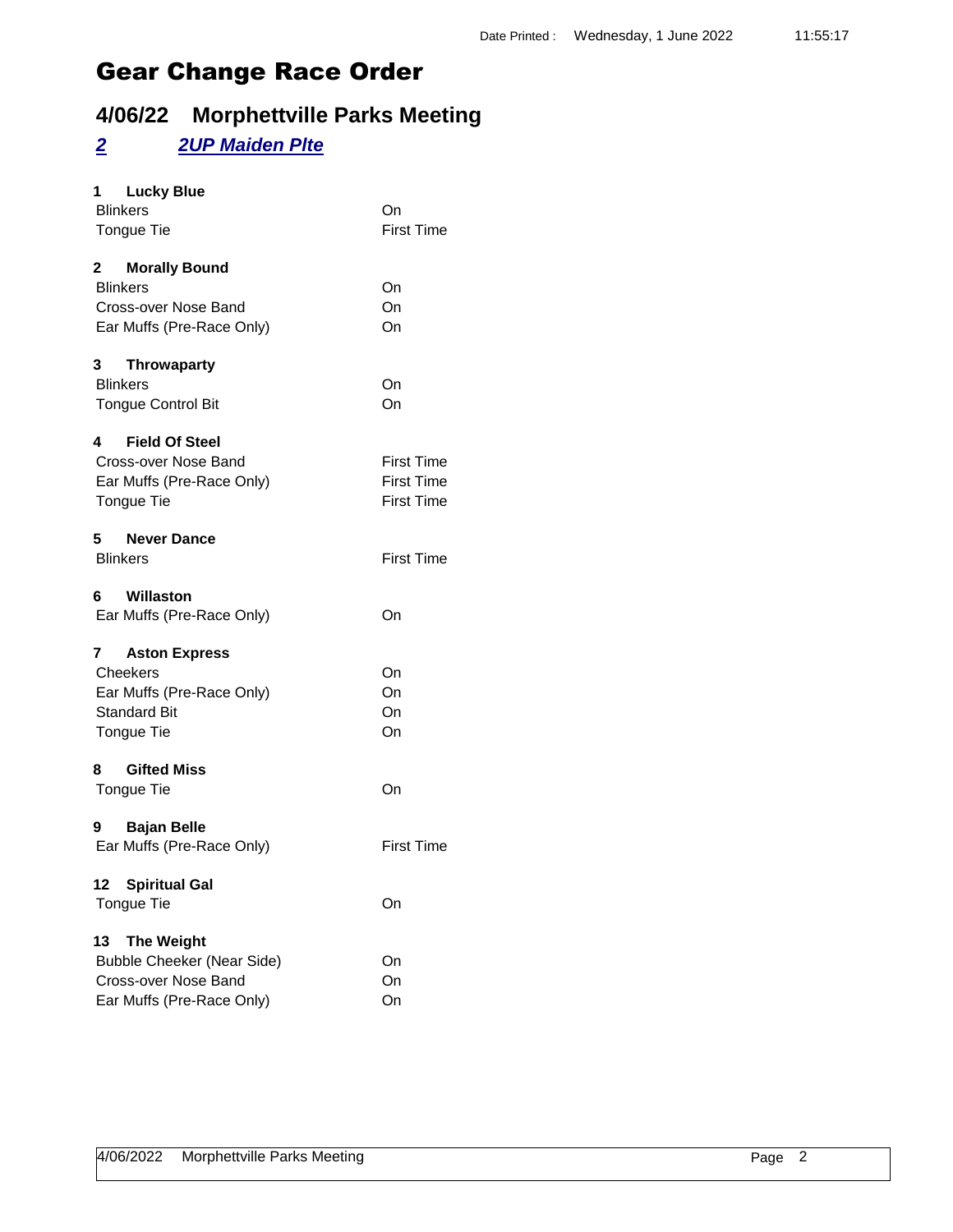# Gear Change Race Order

## 4/06/22 Morphettville Parks Meeting

### *2* *2UP Maiden Plte*

**1 Lucky Blue**

| | |
|---|---|
| Blinkers | On |
| Tongue Tie | First Time |

**2 Morally Bound**

| | |
|---|---|
| Blinkers | On |
| Cross-over Nose Band | On |
| Ear Muffs (Pre-Race Only) | On |

**3 Throwaparty**

| | |
|---|---|
| Blinkers | On |
| Tongue Control Bit | On |

**4 Field Of Steel**

| | |
|---|---|
| Cross-over Nose Band | First Time |
| Ear Muffs (Pre-Race Only) | First Time |
| Tongue Tie | First Time |

**5 Never Dance**

| | |
|---|---|
| Blinkers | First Time |

**6 Willaston**

| | |
|---|---|
| Ear Muffs (Pre-Race Only) | On |

**7 Aston Express**

| | |
|---|---|
| Cheekers | On |
| Ear Muffs (Pre-Race Only) | On |
| Standard Bit | On |
| Tongue Tie | On |

**8 Gifted Miss**

| | |
|---|---|
| Tongue Tie | On |

**9 Bajan Belle**

| | |
|---|---|
| Ear Muffs (Pre-Race Only) | First Time |

**12 Spiritual Gal**

| | |
|---|---|
| Tongue Tie | On |

**13 The Weight**

| | |
|---|---|
| Bubble Cheeker (Near Side) | On |
| Cross-over Nose Band | On |
| Ear Muffs (Pre-Race Only) | On |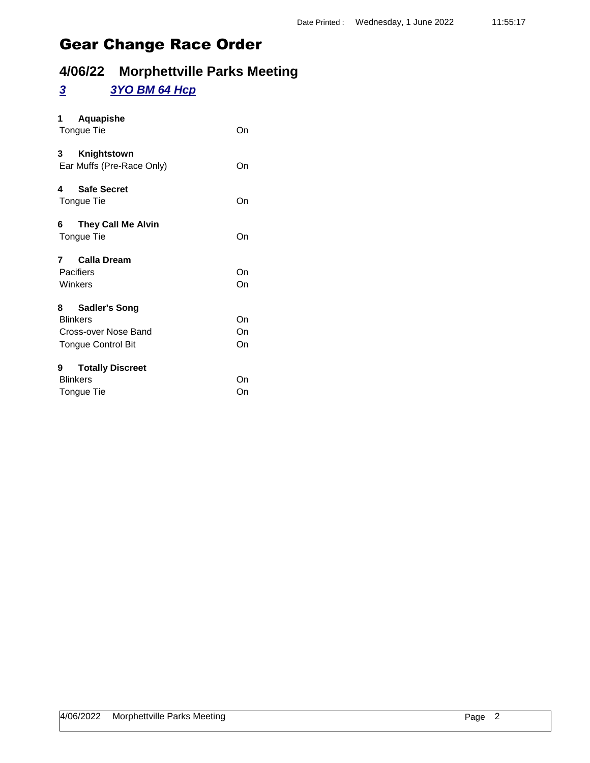Date Printed : Wednesday, 1 June 2022 11:55:17

# Gear Change Race Order

## 4/06/22 Morphettville Parks Meeting

### *3 3YO BM 64 Hcp*

**1 Aquapishe**

| | |
|---|---|
| Tongue Tie | On |

**3 Knightstown**

| | |
|---|---|
| Ear Muffs (Pre-Race Only) | On |

**4 Safe Secret**

| | |
|---|---|
| Tongue Tie | On |

**6 They Call Me Alvin**

| | |
|---|---|
| Tongue Tie | On |

**7 Calla Dream**

| | |
|---|---|
| Pacifiers | On |
| Winkers | On |

**8 Sadler's Song**

| | |
|---|---|
| Blinkers | On |
| Cross-over Nose Band | On |
| Tongue Control Bit | On |

**9 Totally Discreet**

| | |
|---|---|
| Blinkers | On |
| Tongue Tie | On |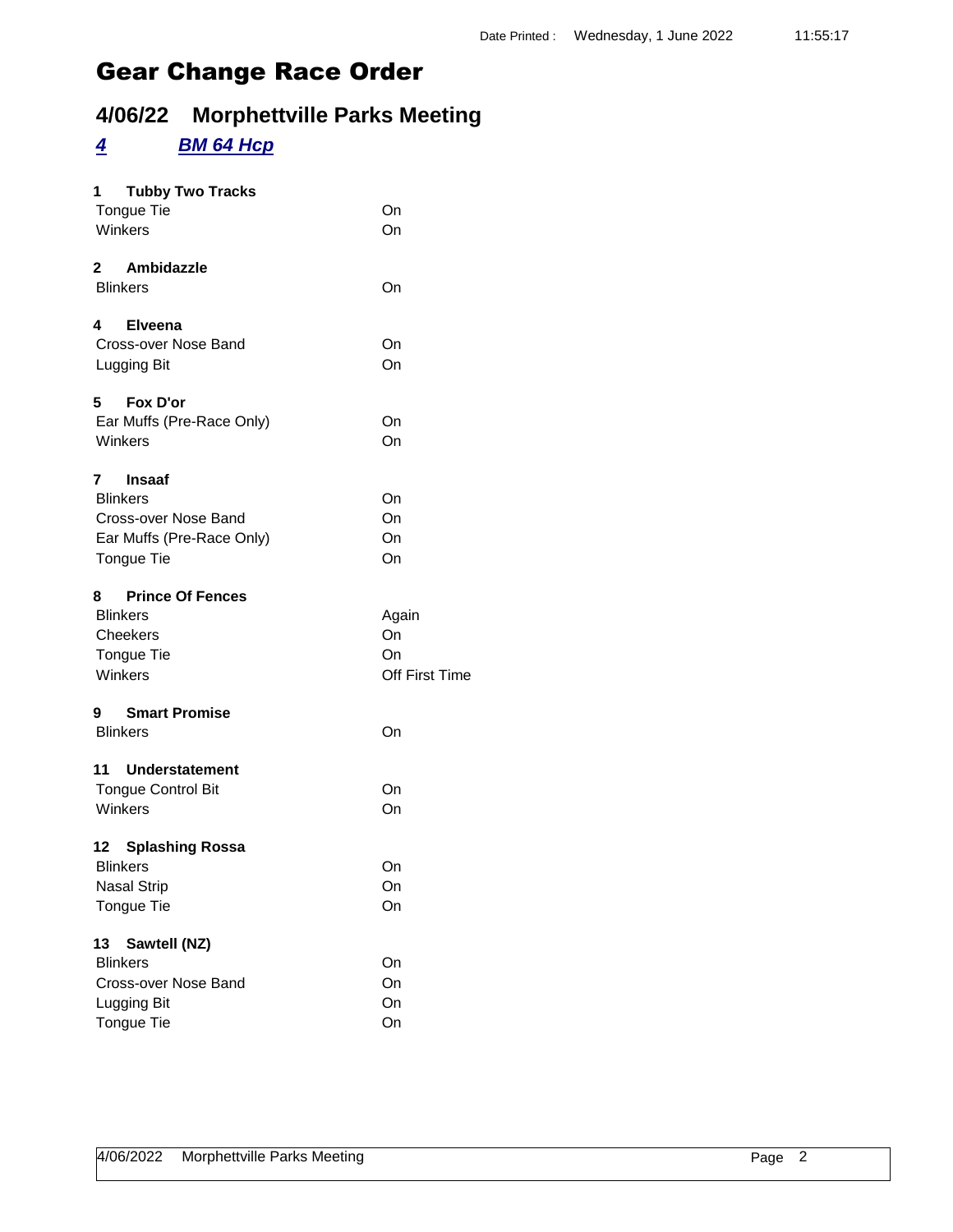Date Printed : Wednesday, 1 June 2022 11:55:17

# Gear Change Race Order

## 4/06/22 Morphettville Parks Meeting

### *4* *BM 64 Hcp*

**1 Tubby Two Tracks**

| | |
|---|---|
| Tongue Tie | On |
| Winkers | On |

**2 Ambidazzle**

| | |
|---|---|
| Blinkers | On |

**4 Elveena**

| | |
|---|---|
| Cross-over Nose Band | On |
| Lugging Bit | On |

**5 Fox D'or**

| | |
|---|---|
| Ear Muffs (Pre-Race Only) | On |
| Winkers | On |

**7 Insaaf**

| | |
|---|---|
| Blinkers | On |
| Cross-over Nose Band | On |
| Ear Muffs (Pre-Race Only) | On |
| Tongue Tie | On |

**8 Prince Of Fences**

| | |
|---|---|
| Blinkers | Again |
| Cheekers | On |
| Tongue Tie | On |
| Winkers | Off First Time |

**9 Smart Promise**

| | |
|---|---|
| Blinkers | On |

**11 Understatement**

| | |
|---|---|
| Tongue Control Bit | On |
| Winkers | On |

**12 Splashing Rossa**

| | |
|---|---|
| Blinkers | On |
| Nasal Strip | On |
| Tongue Tie | On |

**13 Sawtell (NZ)**

| | |
|---|---|
| Blinkers | On |
| Cross-over Nose Band | On |
| Lugging Bit | On |
| Tongue Tie | On |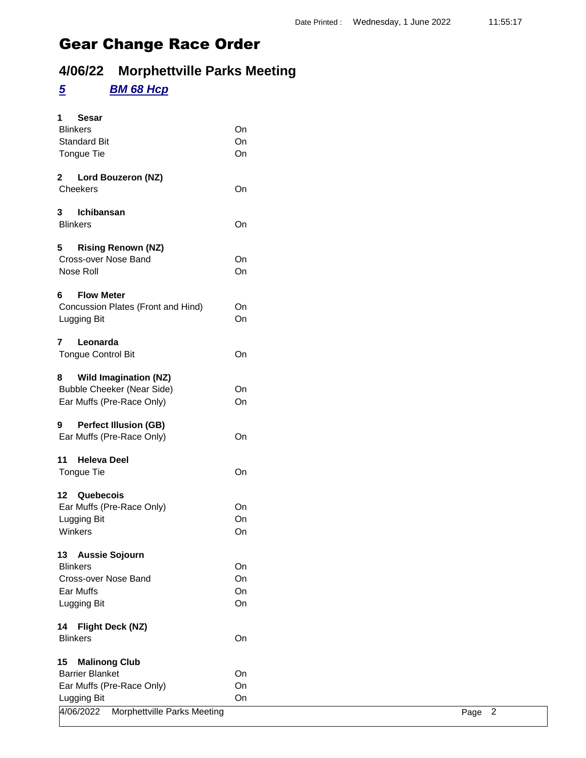Date Printed : Wednesday, 1 June 2022 11:55:17

# Gear Change Race Order

## 4/06/22 Morphettville Parks Meeting

### *5* *BM 68 Hcp*

**1 Sesar**

| | |
|---|---|
| Blinkers | On |
| Standard Bit | On |
| Tongue Tie | On |

**2 Lord Bouzeron (NZ)**

| | |
|---|---|
| Cheekers | On |

**3 Ichibansan**

| | |
|---|---|
| Blinkers | On |

**5 Rising Renown (NZ)**

| | |
|---|---|
| Cross-over Nose Band | On |
| Nose Roll | On |

**6 Flow Meter**

| | |
|---|---|
| Concussion Plates (Front and Hind) | On |
| Lugging Bit | On |

**7 Leonarda**

| | |
|---|---|
| Tongue Control Bit | On |

**8 Wild Imagination (NZ)**

| | |
|---|---|
| Bubble Cheeker (Near Side) | On |
| Ear Muffs (Pre-Race Only) | On |

**9 Perfect Illusion (GB)**

| | |
|---|---|
| Ear Muffs (Pre-Race Only) | On |

**11 Heleva Deel**

| | |
|---|---|
| Tongue Tie | On |

**12 Quebecois**

| | |
|---|---|
| Ear Muffs (Pre-Race Only) | On |
| Lugging Bit | On |
| Winkers | On |

**13 Aussie Sojourn**

| | |
|---|---|
| Blinkers | On |
| Cross-over Nose Band | On |
| Ear Muffs | On |
| Lugging Bit | On |

**14 Flight Deck (NZ)**

| | |
|---|---|
| Blinkers | On |

**15 Malinong Club**

| | |
|---|---|
| Barrier Blanket | On |
| Ear Muffs (Pre-Race Only) | On |
| Lugging Bit | On |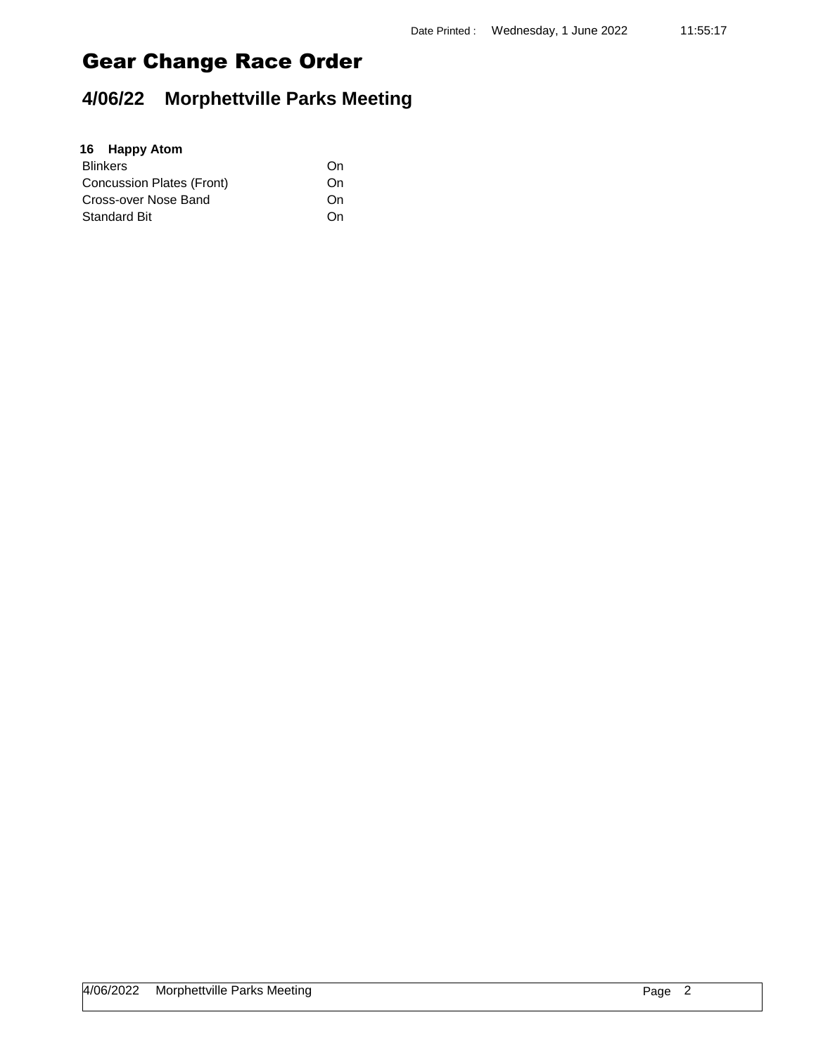# Gear Change Race Order

## 4/06/22 Morphettville Parks Meeting

**16 Happy Atom**

| | |
|---|---|
| Blinkers | On |
| Concussion Plates (Front) | On |
| Cross-over Nose Band | On |
| Standard Bit | On |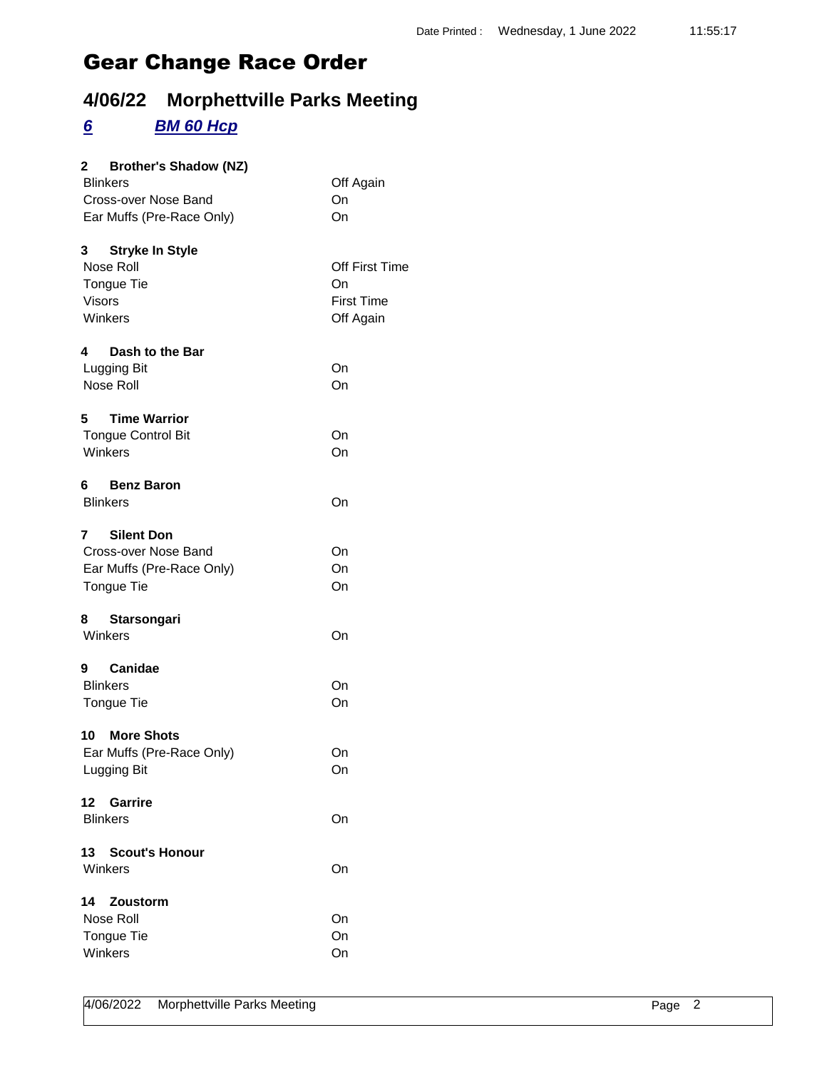Date Printed : Wednesday, 1 June 2022 11:55:17

# Gear Change Race Order

## 4/06/22 Morphettville Parks Meeting

### *6* *BM 60 Hcp*

**2 Brother's Shadow (NZ)**

| | |
|---|---|
| Blinkers | Off Again |
| Cross-over Nose Band | On |
| Ear Muffs (Pre-Race Only) | On |

**3 Stryke In Style**

| | |
|---|---|
| Nose Roll | Off First Time |
| Tongue Tie | On |
| Visors | First Time |
| Winkers | Off Again |

**4 Dash to the Bar**

| | |
|---|---|
| Lugging Bit | On |
| Nose Roll | On |

**5 Time Warrior**

| | |
|---|---|
| Tongue Control Bit | On |
| Winkers | On |

**6 Benz Baron**

| | |
|---|---|
| Blinkers | On |

**7 Silent Don**

| | |
|---|---|
| Cross-over Nose Band | On |
| Ear Muffs (Pre-Race Only) | On |
| Tongue Tie | On |

**8 Starsongari**

| | |
|---|---|
| Winkers | On |

**9 Canidae**

| | |
|---|---|
| Blinkers | On |
| Tongue Tie | On |

**10 More Shots**

| | |
|---|---|
| Ear Muffs (Pre-Race Only) | On |
| Lugging Bit | On |

**12 Garrire**

| | |
|---|---|
| Blinkers | On |

**13 Scout's Honour**

| | |
|---|---|
| Winkers | On |

**14 Zoustorm**

| | |
|---|---|
| Nose Roll | On |
| Tongue Tie | On |
| Winkers | On |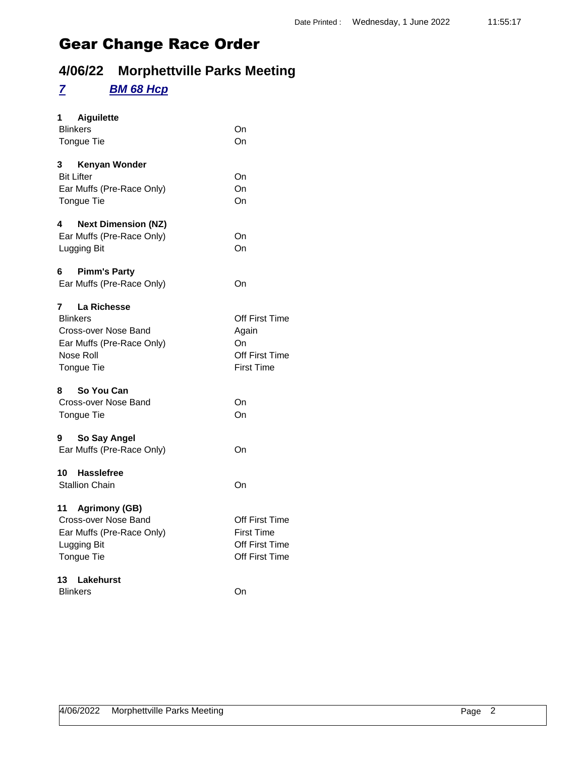Date Printed : Wednesday, 1 June 2022 11:55:17

# Gear Change Race Order

## 4/06/22 Morphettville Parks Meeting

### *7* *BM 68 Hcp*

**1 Aiguilette**

| | |
|---|---|
| Blinkers | On |
| Tongue Tie | On |

**3 Kenyan Wonder**

| | |
|---|---|
| Bit Lifter | On |
| Ear Muffs (Pre-Race Only) | On |
| Tongue Tie | On |

**4 Next Dimension (NZ)**

| | |
|---|---|
| Ear Muffs (Pre-Race Only) | On |
| Lugging Bit | On |

**6 Pimm's Party**

| | |
|---|---|
| Ear Muffs (Pre-Race Only) | On |

**7 La Richesse**

| | |
|---|---|
| Blinkers | Off First Time |
| Cross-over Nose Band | Again |
| Ear Muffs (Pre-Race Only) | On |
| Nose Roll | Off First Time |
| Tongue Tie | First Time |

**8 So You Can**

| | |
|---|---|
| Cross-over Nose Band | On |
| Tongue Tie | On |

**9 So Say Angel**

| | |
|---|---|
| Ear Muffs (Pre-Race Only) | On |

**10 Hasslefree**

| | |
|---|---|
| Stallion Chain | On |

**11 Agrimony (GB)**

| | |
|---|---|
| Cross-over Nose Band | Off First Time |
| Ear Muffs (Pre-Race Only) | First Time |
| Lugging Bit | Off First Time |
| Tongue Tie | Off First Time |

**13 Lakehurst**

| | |
|---|---|
| Blinkers | On |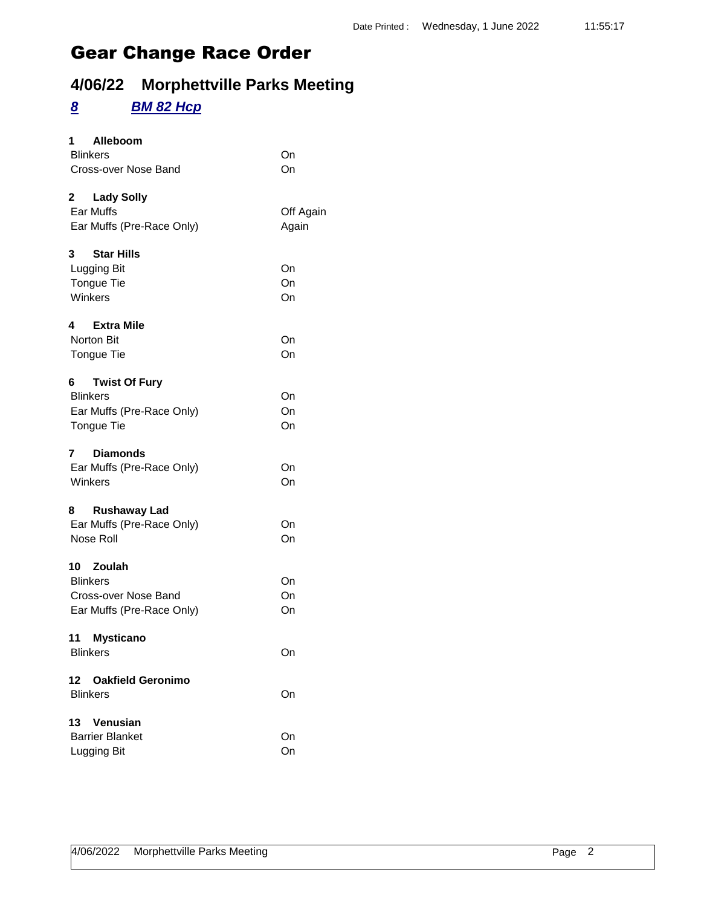Date Printed : Wednesday, 1 June 2022 11:55:17

# Gear Change Race Order

## 4/06/22 Morphettville Parks Meeting

### *8* *BM 82 Hcp*

**1 Alleboom**

| | |
|---|---|
| Blinkers | On |
| Cross-over Nose Band | On |

**2 Lady Solly**

| | |
|---|---|
| Ear Muffs | Off Again |
| Ear Muffs (Pre-Race Only) | Again |

**3 Star Hills**

| | |
|---|---|
| Lugging Bit | On |
| Tongue Tie | On |
| Winkers | On |

**4 Extra Mile**

| | |
|---|---|
| Norton Bit | On |
| Tongue Tie | On |

**6 Twist Of Fury**

| | |
|---|---|
| Blinkers | On |
| Ear Muffs (Pre-Race Only) | On |
| Tongue Tie | On |

**7 Diamonds**

| | |
|---|---|
| Ear Muffs (Pre-Race Only) | On |
| Winkers | On |

**8 Rushaway Lad**

| | |
|---|---|
| Ear Muffs (Pre-Race Only) | On |
| Nose Roll | On |

**10 Zoulah**

| | |
|---|---|
| Blinkers | On |
| Cross-over Nose Band | On |
| Ear Muffs (Pre-Race Only) | On |

**11 Mysticano**

| | |
|---|---|
| Blinkers | On |

**12 Oakfield Geronimo**

| | |
|---|---|
| Blinkers | On |

**13 Venusian**

| | |
|---|---|
| Barrier Blanket | On |
| Lugging Bit | On |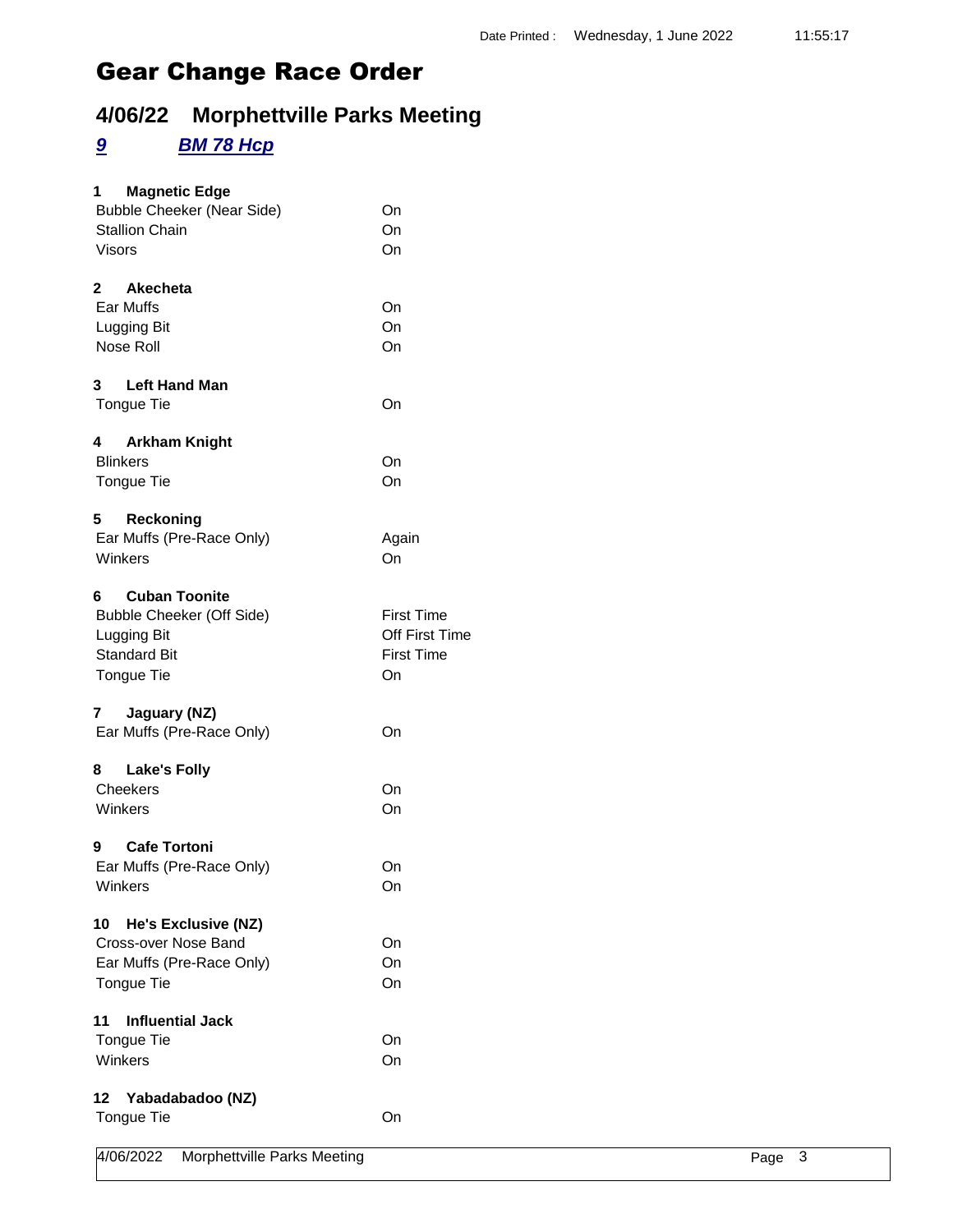Date Printed : Wednesday, 1 June 2022 11:55:17

# Gear Change Race Order

## 4/06/22 Morphettville Parks Meeting

### *9* *BM 78 Hcp*

**1 Magnetic Edge**

| | |
|---|---|
| Bubble Cheeker (Near Side) | On |
| Stallion Chain | On |
| Visors | On |

**2 Akecheta**

| | |
|---|---|
| Ear Muffs | On |
| Lugging Bit | On |
| Nose Roll | On |

**3 Left Hand Man**

| | |
|---|---|
| Tongue Tie | On |

**4 Arkham Knight**

| | |
|---|---|
| Blinkers | On |
| Tongue Tie | On |

**5 Reckoning**

| | |
|---|---|
| Ear Muffs (Pre-Race Only) | Again |
| Winkers | On |

**6 Cuban Toonite**

| | |
|---|---|
| Bubble Cheeker (Off Side) | First Time |
| Lugging Bit | Off First Time |
| Standard Bit | First Time |
| Tongue Tie | On |

**7 Jaguary (NZ)**

| | |
|---|---|
| Ear Muffs (Pre-Race Only) | On |

**8 Lake's Folly**

| | |
|---|---|
| Cheekers | On |
| Winkers | On |

**9 Cafe Tortoni**

| | |
|---|---|
| Ear Muffs (Pre-Race Only) | On |
| Winkers | On |

**10 He's Exclusive (NZ)**

| | |
|---|---|
| Cross-over Nose Band | On |
| Ear Muffs (Pre-Race Only) | On |
| Tongue Tie | On |

**11 Influential Jack**

| | |
|---|---|
| Tongue Tie | On |
| Winkers | On |

**12 Yabadabadoo (NZ)**

| | |
|---|---|
| Tongue Tie | On |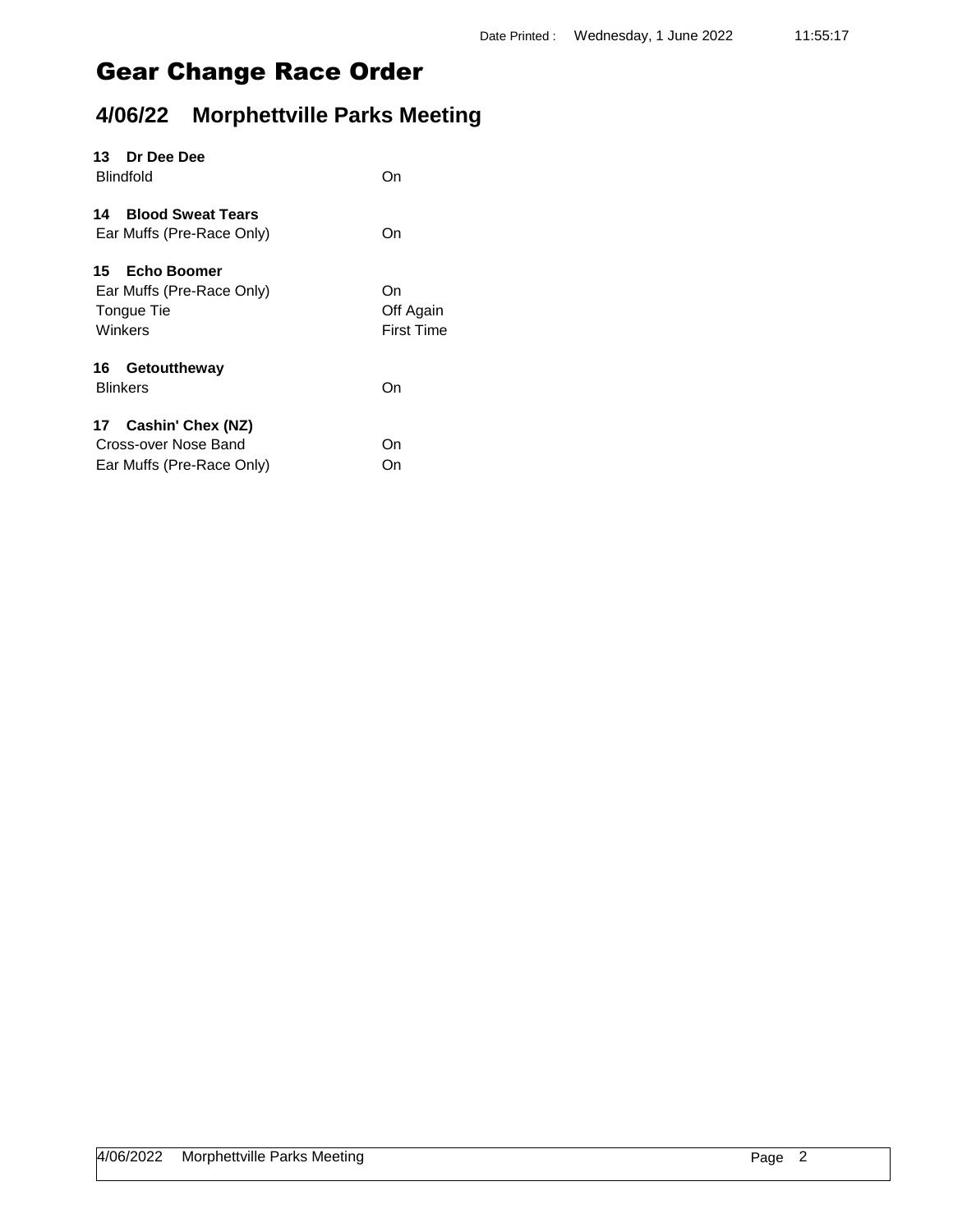# Gear Change Race Order

## 4/06/22 Morphettville Parks Meeting

**13 Dr Dee Dee**

| | |
|---|---|
| Blindfold | On |

**14 Blood Sweat Tears**

| | |
|---|---|
| Ear Muffs (Pre-Race Only) | On |

**15 Echo Boomer**

| | |
|---|---|
| Ear Muffs (Pre-Race Only) | On |
| Tongue Tie | Off Again |
| Winkers | First Time |

**16 Getouttheway**

| | |
|---|---|
| Blinkers | On |

**17 Cashin' Chex (NZ)**

| | |
|---|---|
| Cross-over Nose Band | On |
| Ear Muffs (Pre-Race Only) | On |